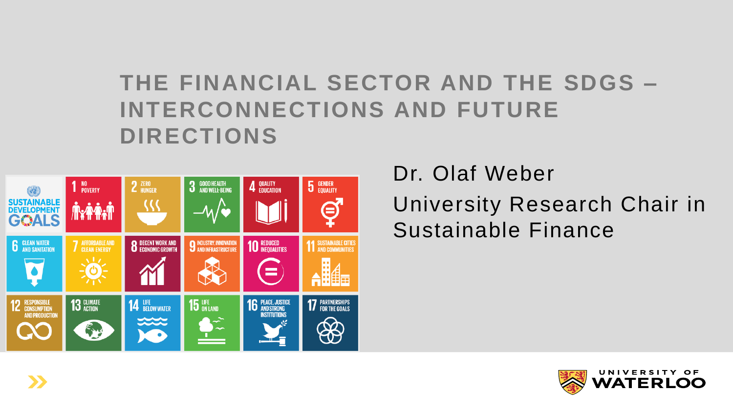# THE FINANCIAL SECTOR AND THE SDGS – INTERCONNECTIONS AND FUTURE DIRECTIONS

Dr. Olaf Weber

University Research Chair in Sustainable Finance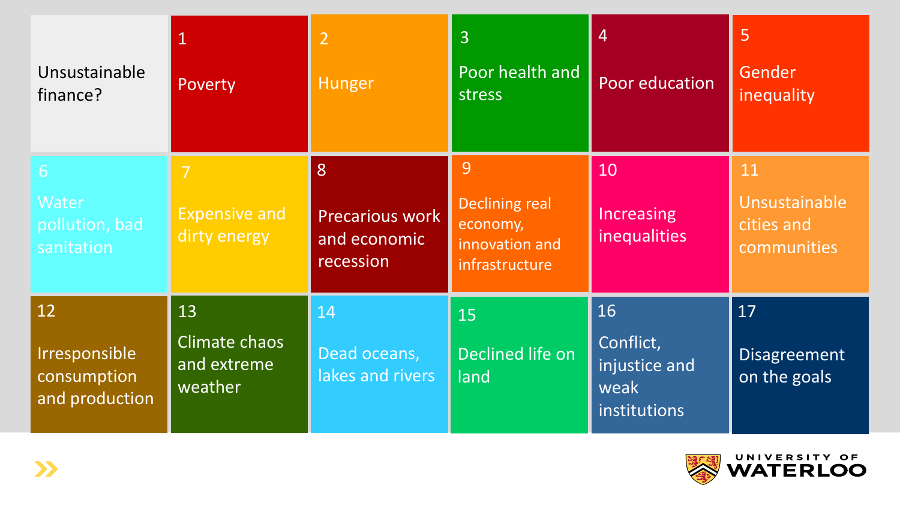Unsustainable finance?

1 Poverty

2 Hunger

3 Poor health and stress

4 Poor education

5 Gender inequality

6 Water pollution, bad sanitation

7 Expensive and dirty energy

8 Precarious work and economic recession

9 Declining real economy, innovation and infrastructure

10 Increasing inequalities

11 Unsustainable cities and communities

12 Irresponsible consumption and production

13 Climate chaos and extreme weather

14 Dead oceans, lakes and rivers

15 Declined life on land

16 Conflict, injustice and weak institutions

17 Disagreement on the goals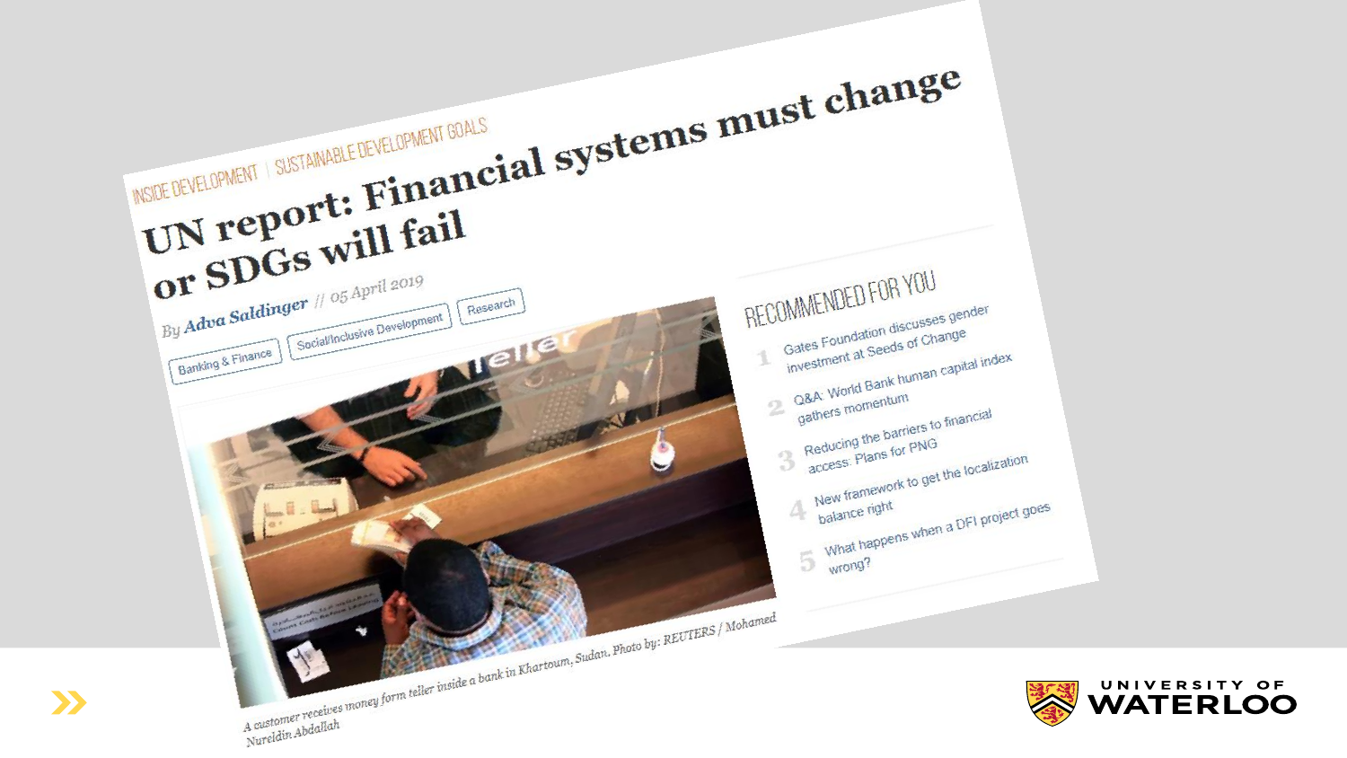INSIDE DEVELOPMENT | SUSTAINABLE DEVELOPMENT GOALS

# UN report: Financial systems must change or SDGs will fail

By **Adva Saldinger** // 05 April 2019

Banking & Finance | Social/Inclusive Development | Research

*A customer receives money form teller inside a bank in Khartoum, Sudan. Photo by: REUTERS / Mohamed Nureldin Abdallah*

## RECOMMENDED FOR YOU

1. Gates Foundation discusses gender investment at Seeds of Change
2. Q&A: World Bank human capital index gathers momentum
3. Reducing the barriers to financial access: Plans for PNG
4. New framework to get the localization balance right
5. What happens when a DFI project goes wrong?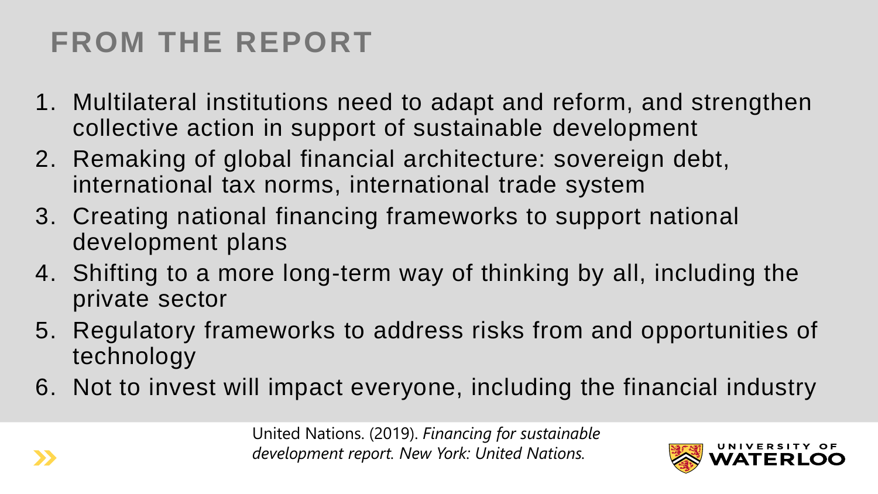# FROM THE REPORT

1. Multilateral institutions need to adapt and reform, and strengthen collective action in support of sustainable development
2. Remaking of global financial architecture: sovereign debt, international tax norms, international trade system
3. Creating national financing frameworks to support national development plans
4. Shifting to a more long-term way of thinking by all, including the private sector
5. Regulatory frameworks to address risks from and opportunities of technology
6. Not to invest will impact everyone, including the financial industry

United Nations. (2019). *Financing for sustainable development report. New York: United Nations.*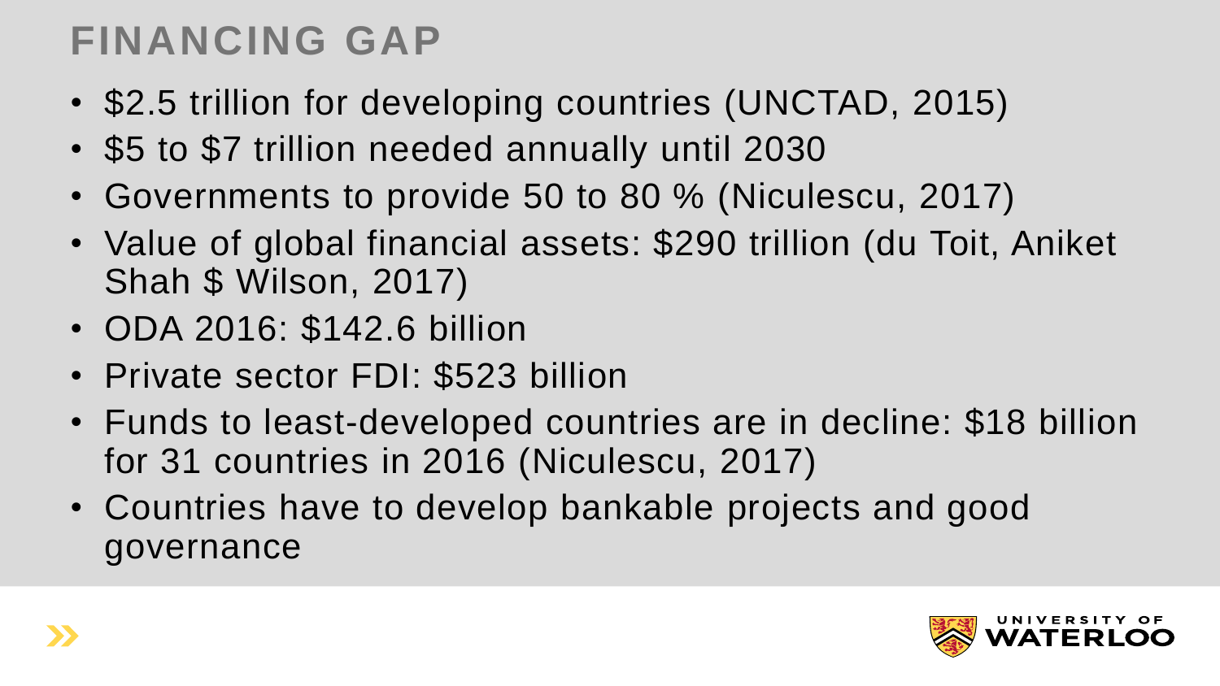# FINANCING GAP

- $2.5 trillion for developing countries (UNCTAD, 2015)
- $5 to $7 trillion needed annually until 2030
- Governments to provide 50 to 80 % (Niculescu, 2017)
- Value of global financial assets: $290 trillion (du Toit, Aniket Shah $ Wilson, 2017)
- ODA 2016: $142.6 billion
- Private sector FDI: $523 billion
- Funds to least-developed countries are in decline: $18 billion for 31 countries in 2016 (Niculescu, 2017)
- Countries have to develop bankable projects and good governance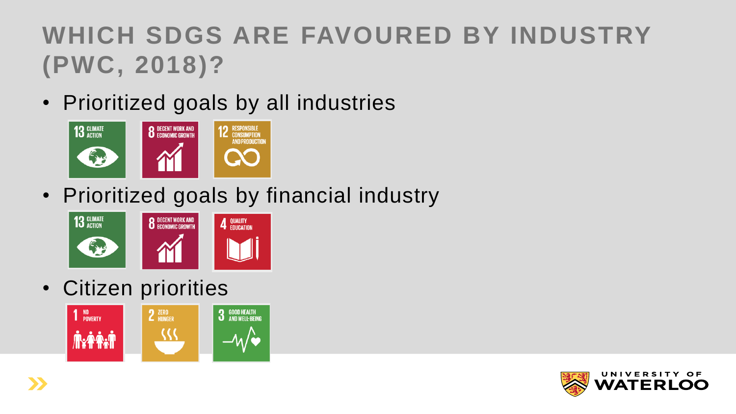# WHICH SDGS ARE FAVOURED BY INDUSTRY (PWC, 2018)?

- Prioritized goals by all industries
  - 13 CLIMATE ACTION
  - 8 DECENT WORK AND ECONOMIC GROWTH
  - 12 RESPONSIBLE CONSUMPTION AND PRODUCTION
- Prioritized goals by financial industry
  - 13 CLIMATE ACTION
  - 8 DECENT WORK AND ECONOMIC GROWTH
  - 4 QUALITY EDUCATION
- Citizen priorities
  - 1 NO POVERTY
  - 2 ZERO HUNGER
  - 3 GOOD HEALTH AND WELL-BEING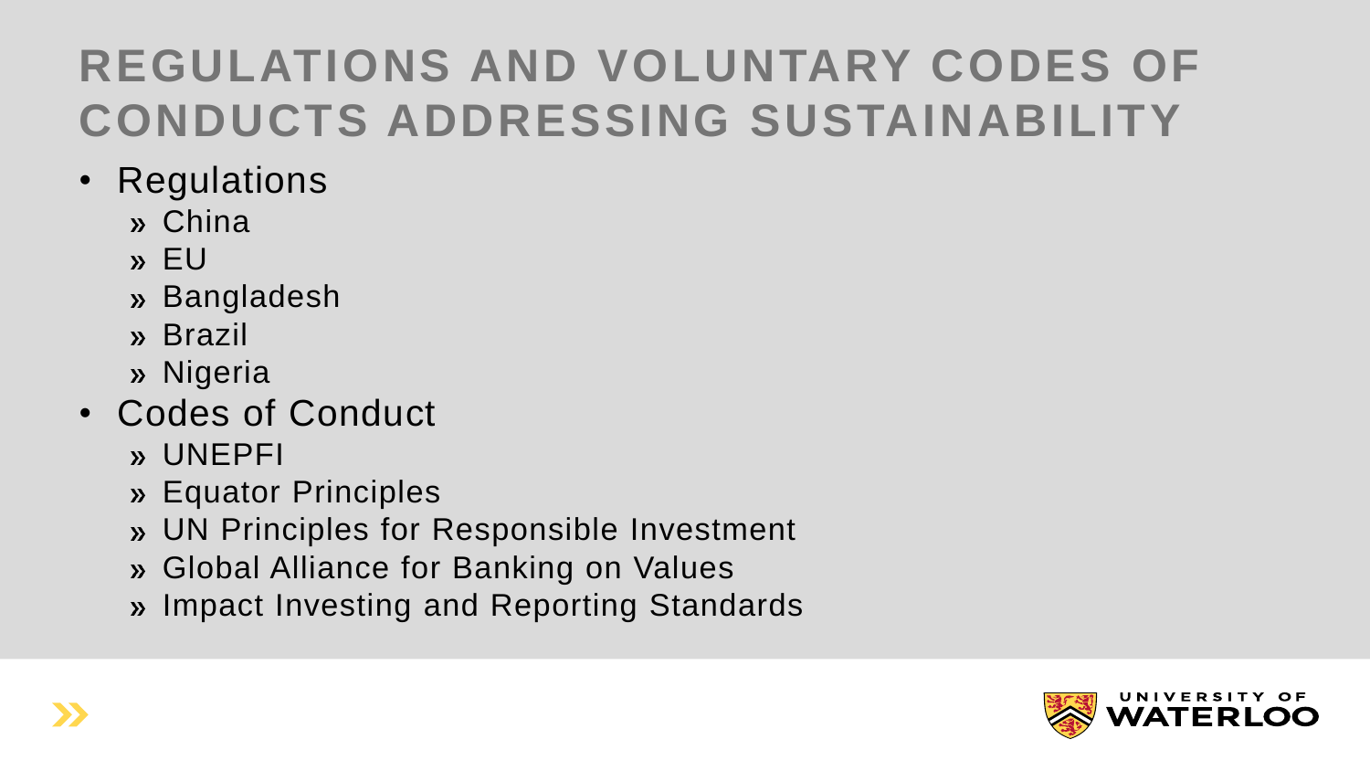# REGULATIONS AND VOLUNTARY CODES OF CONDUCTS ADDRESSING SUSTAINABILITY

- Regulations
  - China
  - EU
  - Bangladesh
  - Brazil
  - Nigeria
- Codes of Conduct
  - UNEPFI
  - Equator Principles
  - UN Principles for Responsible Investment
  - Global Alliance for Banking on Values
  - Impact Investing and Reporting Standards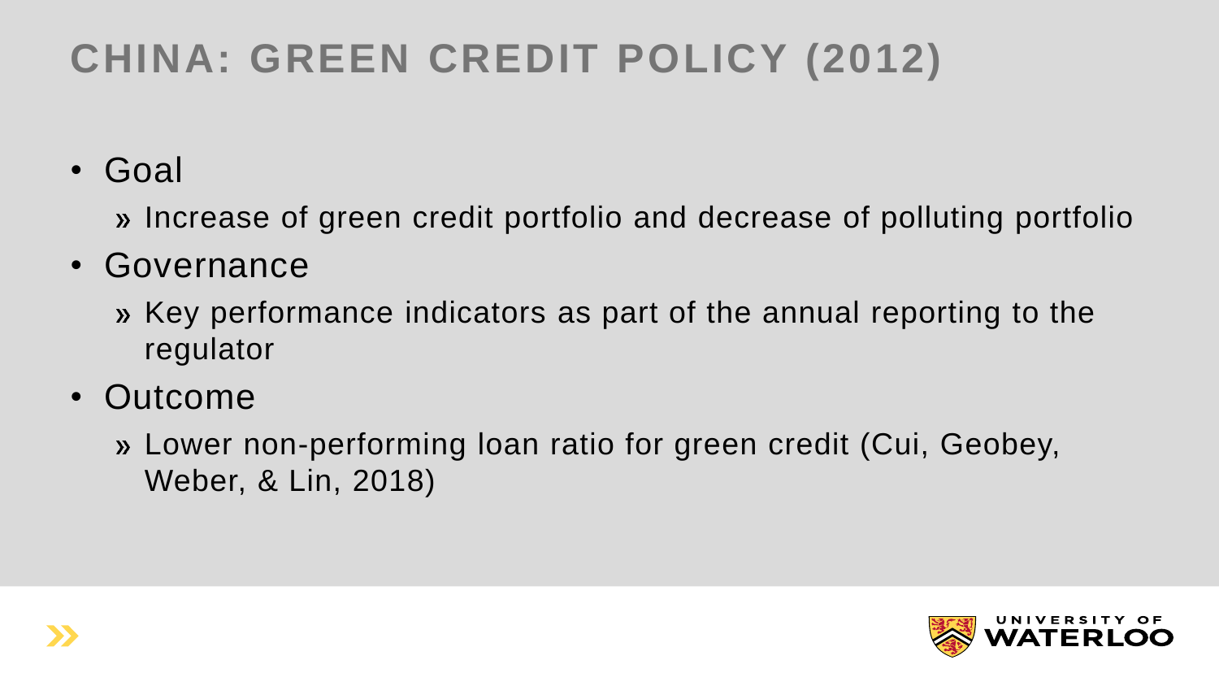# CHINA: GREEN CREDIT POLICY (2012)

- Goal
  - » Increase of green credit portfolio and decrease of polluting portfolio
- Governance
  - » Key performance indicators as part of the annual reporting to the regulator
- Outcome
  - » Lower non-performing loan ratio for green credit (Cui, Geobey, Weber, & Lin, 2018)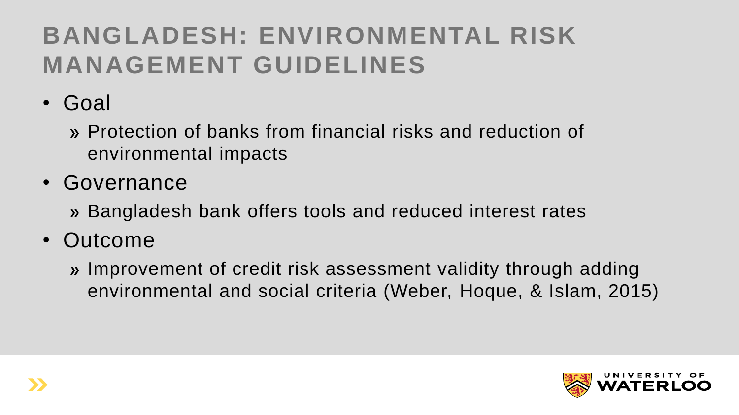# BANGLADESH: ENVIRONMENTAL RISK MANAGEMENT GUIDELINES

- Goal
  - » Protection of banks from financial risks and reduction of environmental impacts
- Governance
  - » Bangladesh bank offers tools and reduced interest rates
- Outcome
  - » Improvement of credit risk assessment validity through adding environmental and social criteria (Weber, Hoque, & Islam, 2015)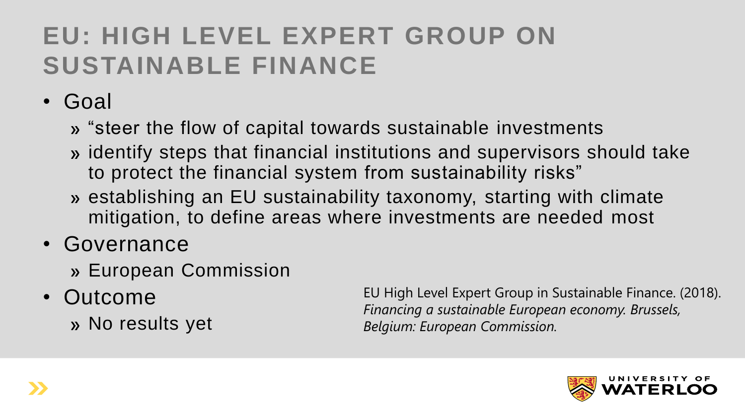# EU: HIGH LEVEL EXPERT GROUP ON SUSTAINABLE FINANCE

- Goal
  - “steer the flow of capital towards sustainable investments
  - identify steps that financial institutions and supervisors should take to protect the financial system from sustainability risks”
  - establishing an EU sustainability taxonomy, starting with climate mitigation, to define areas where investments are needed most
- Governance
  - European Commission
- Outcome
  - No results yet

EU High Level Expert Group in Sustainable Finance. (2018). *Financing a sustainable European economy. Brussels, Belgium: European Commission.*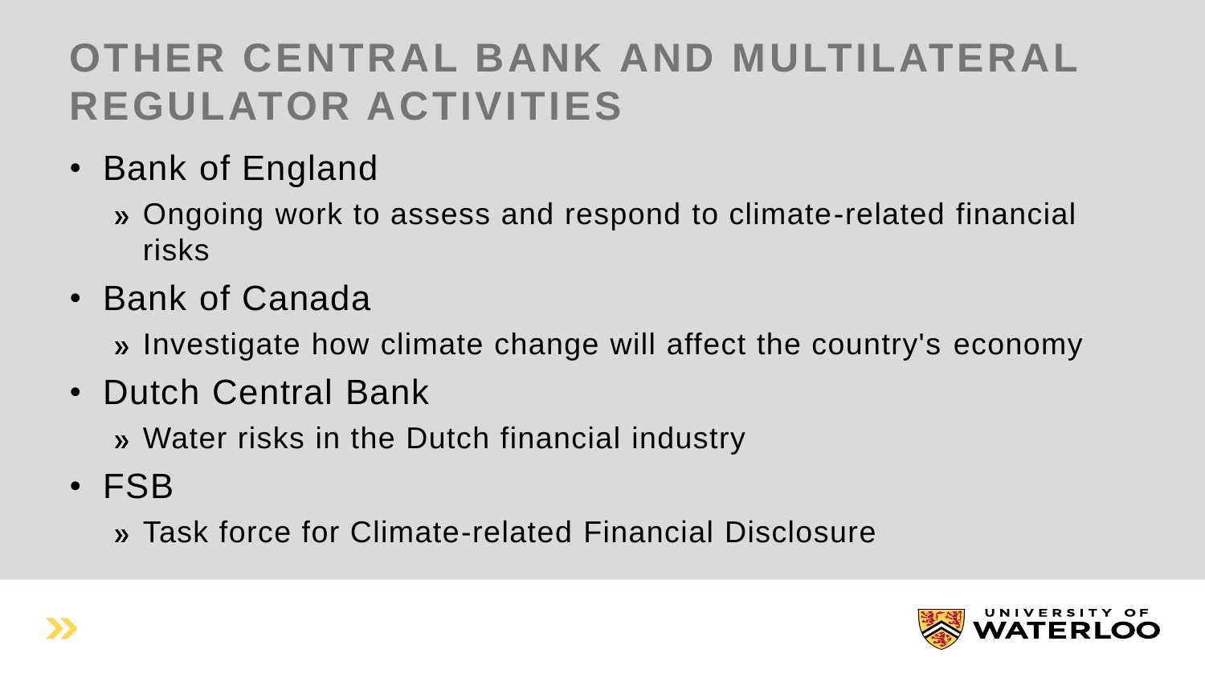# OTHER CENTRAL BANK AND MULTILATERAL REGULATOR ACTIVITIES

- Bank of England
  - Ongoing work to assess and respond to climate-related financial risks
- Bank of Canada
  - Investigate how climate change will affect the country's economy
- Dutch Central Bank
  - Water risks in the Dutch financial industry
- FSB
  - Task force for Climate-related Financial Disclosure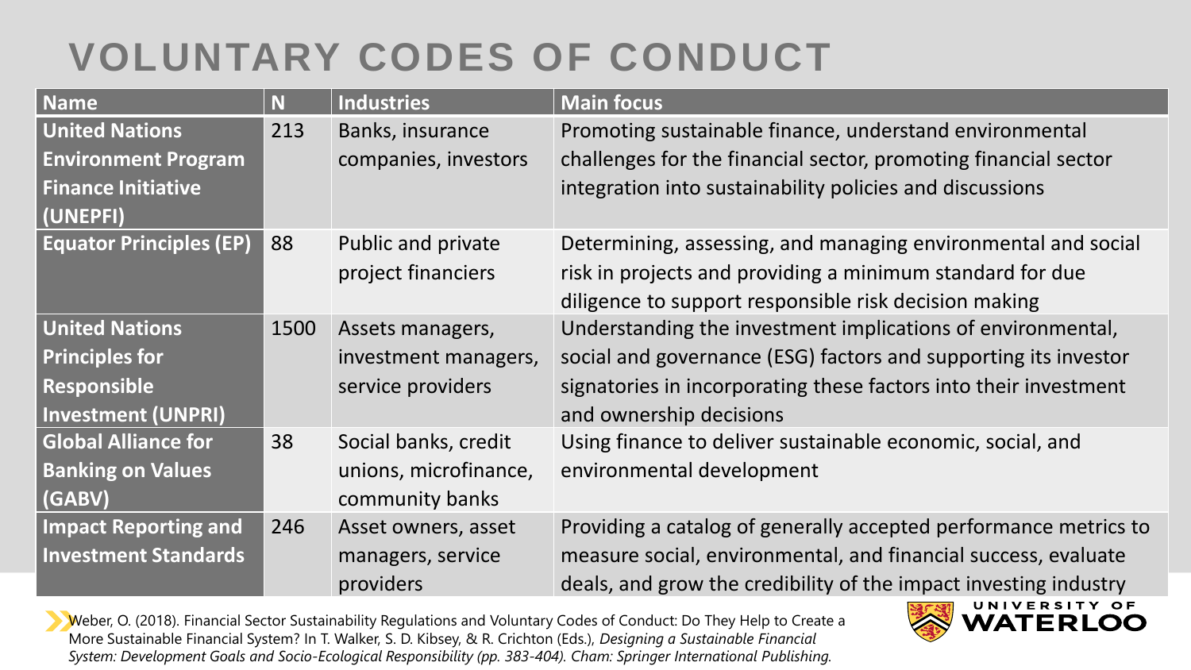# VOLUNTARY CODES OF CONDUCT

| Name | N | Industries | Main focus |
|---|---|---|---|
| **United Nations Environment Program Finance Initiative (UNEPFI)** | 213 | Banks, insurance companies, investors | Promoting sustainable finance, understand environmental challenges for the financial sector, promoting financial sector integration into sustainability policies and discussions |
| **Equator Principles (EP)** | 88 | Public and private project financiers | Determining, assessing, and managing environmental and social risk in projects and providing a minimum standard for due diligence to support responsible risk decision making |
| **United Nations Principles for Responsible Investment (UNPRI)** | 1500 | Assets managers, investment managers, service providers | Understanding the investment implications of environmental, social and governance (ESG) factors and supporting its investor signatories in incorporating these factors into their investment and ownership decisions |
| **Global Alliance for Banking on Values (GABV)** | 38 | Social banks, credit unions, microfinance, community banks | Using finance to deliver sustainable economic, social, and environmental development |
| **Impact Reporting and Investment Standards** | 246 | Asset owners, asset managers, service providers | Providing a catalog of generally accepted performance metrics to measure social, environmental, and financial success, evaluate deals, and grow the credibility of the impact investing industry |

Weber, O. (2018). Financial Sector Sustainability Regulations and Voluntary Codes of Conduct: Do They Help to Create a More Sustainable Financial System? In T. Walker, S. D. Kibsey, & R. Crichton (Eds.), *Designing a Sustainable Financial System: Development Goals and Socio-Ecological Responsibility (pp. 383-404). Cham: Springer International Publishing.*

UNIVERSITY OF WATERLOO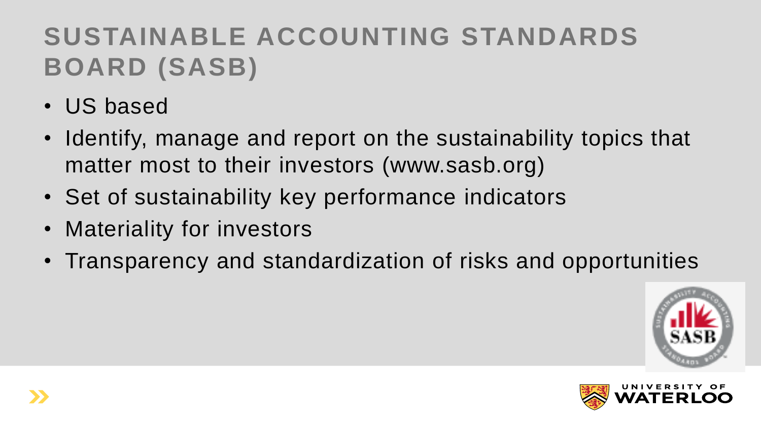# SUSTAINABLE ACCOUNTING STANDARDS BOARD (SASB)

- US based
- Identify, manage and report on the sustainability topics that matter most to their investors (www.sasb.org)
- Set of sustainability key performance indicators
- Materiality for investors
- Transparency and standardization of risks and opportunities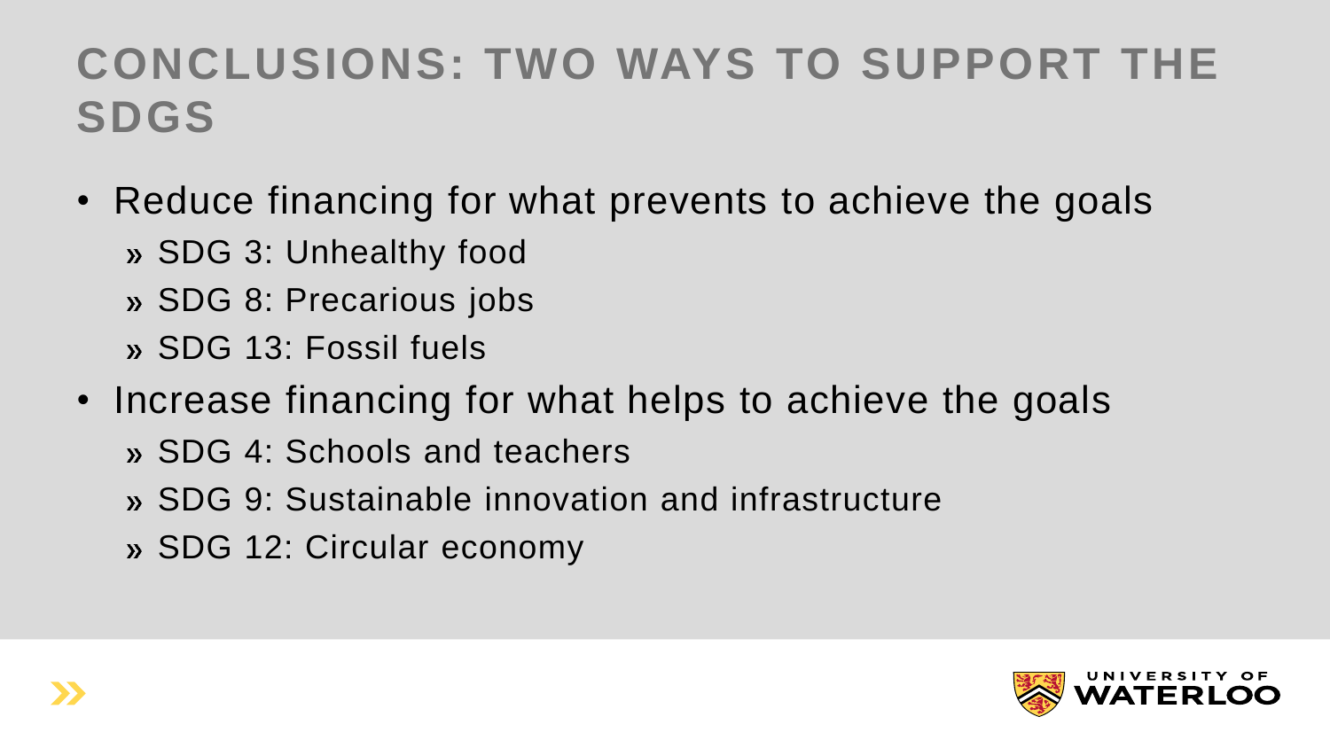# CONCLUSIONS: TWO WAYS TO SUPPORT THE SDGS

- Reduce financing for what prevents to achieve the goals
  - SDG 3: Unhealthy food
  - SDG 8: Precarious jobs
  - SDG 13: Fossil fuels
- Increase financing for what helps to achieve the goals
  - SDG 4: Schools and teachers
  - SDG 9: Sustainable innovation and infrastructure
  - SDG 12: Circular economy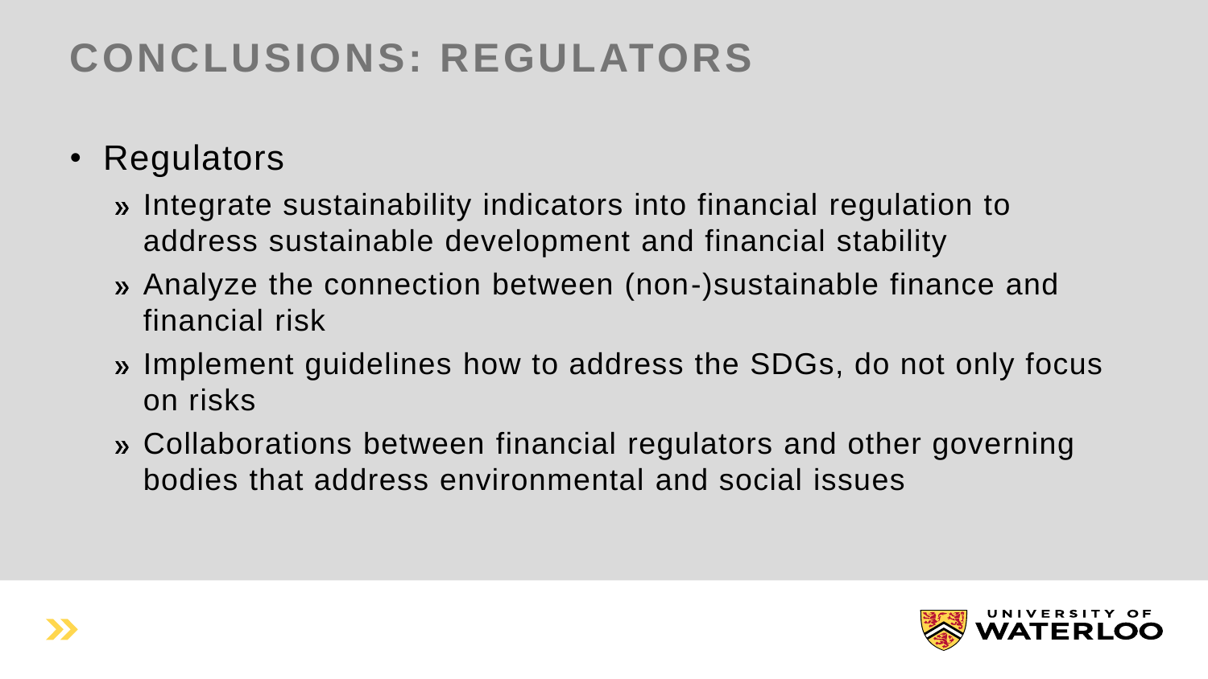# CONCLUSIONS: REGULATORS

- Regulators
  - Integrate sustainability indicators into financial regulation to address sustainable development and financial stability
  - Analyze the connection between (non-)sustainable finance and financial risk
  - Implement guidelines how to address the SDGs, do not only focus on risks
  - Collaborations between financial regulators and other governing bodies that address environmental and social issues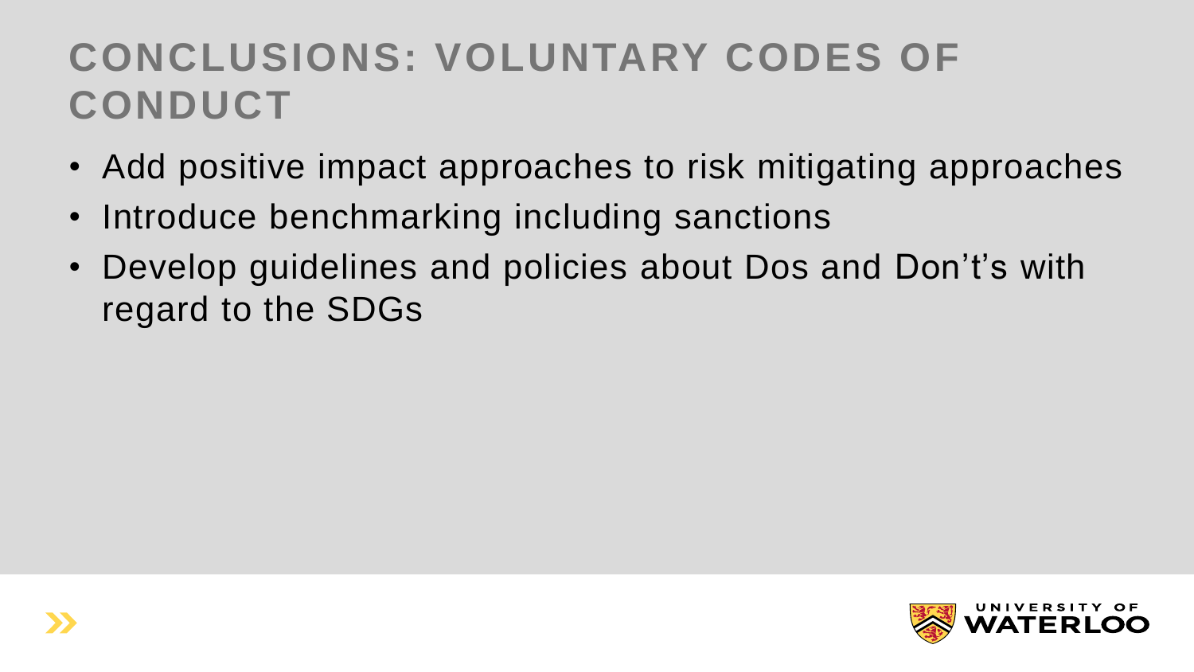# CONCLUSIONS: VOLUNTARY CODES OF CONDUCT

- Add positive impact approaches to risk mitigating approaches
- Introduce benchmarking including sanctions
- Develop guidelines and policies about Dos and Don't's with regard to the SDGs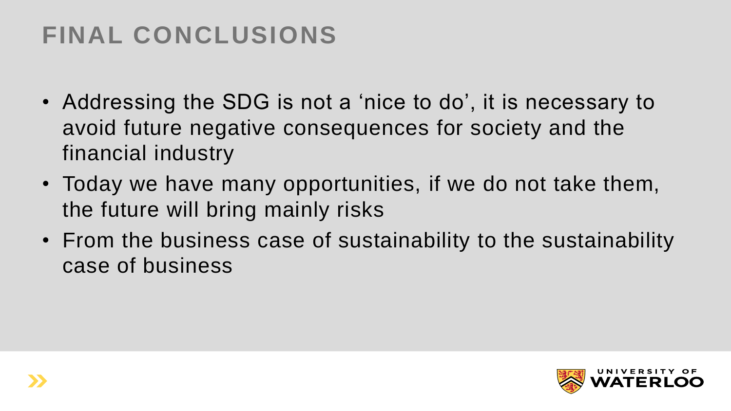# FINAL CONCLUSIONS

- Addressing the SDG is not a ‘nice to do’, it is necessary to avoid future negative consequences for society and the financial industry
- Today we have many opportunities, if we do not take them, the future will bring mainly risks
- From the business case of sustainability to the sustainability case of business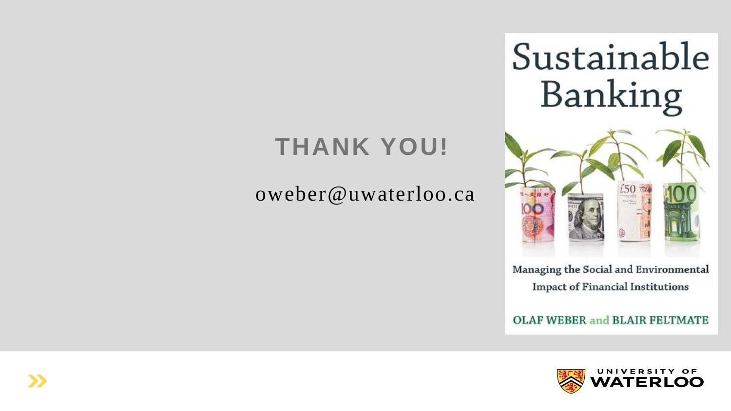# THANK YOU!

oweber@uwaterloo.ca

Sustainable Banking

Managing the Social and Environmental Impact of Financial Institutions

OLAF WEBER and BLAIR FELTMATE

UNIVERSITY OF WATERLOO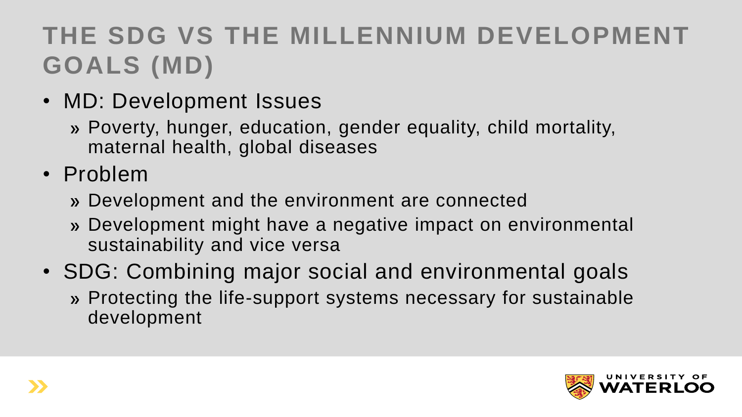# THE SDG VS THE MILLENNIUM DEVELOPMENT GOALS (MD)

- MD: Development Issues
  - Poverty, hunger, education, gender equality, child mortality, maternal health, global diseases
- Problem
  - Development and the environment are connected
  - Development might have a negative impact on environmental sustainability and vice versa
- SDG: Combining major social and environmental goals
  - Protecting the life-support systems necessary for sustainable development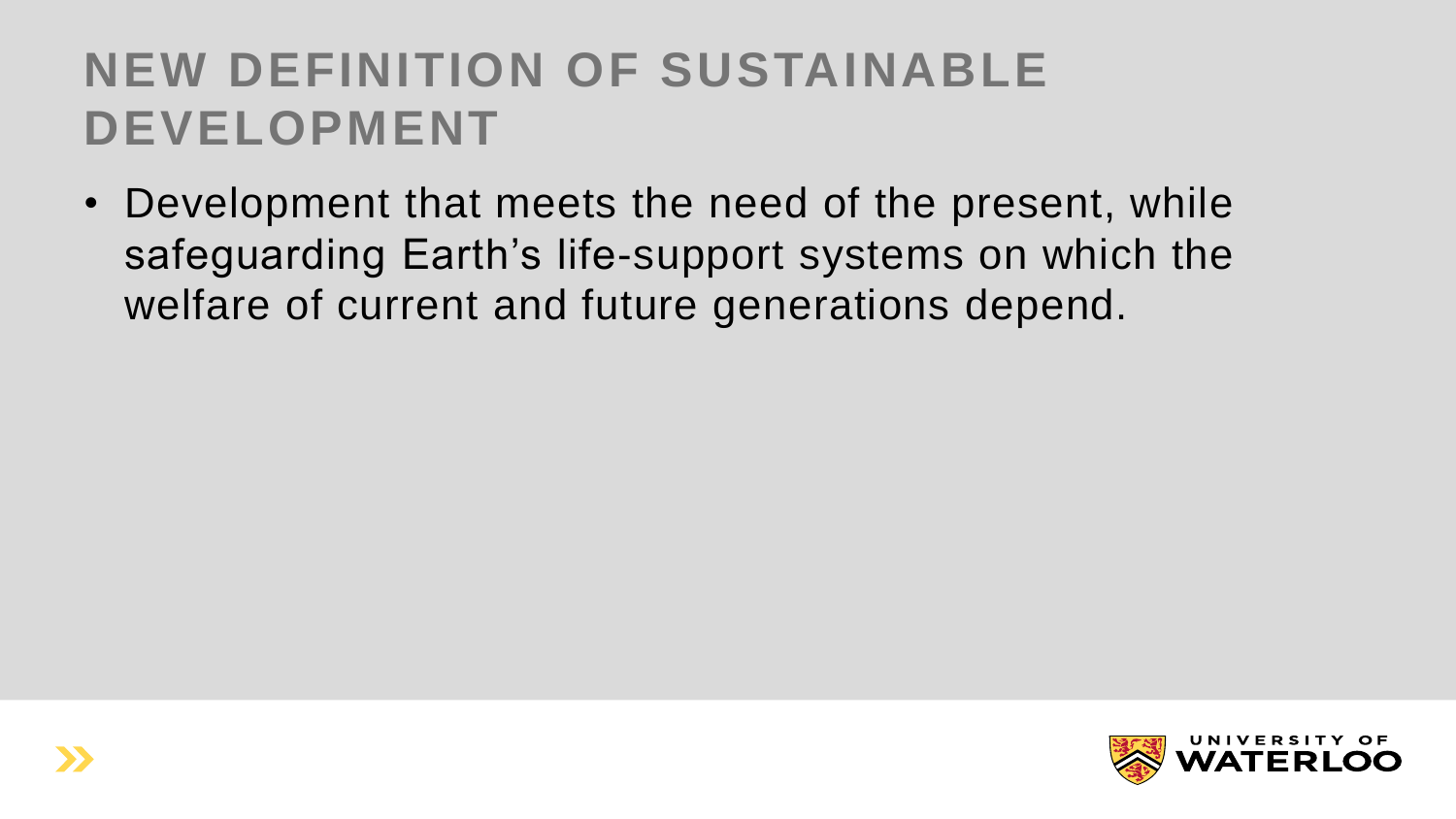# NEW DEFINITION OF SUSTAINABLE DEVELOPMENT

- Development that meets the need of the present, while safeguarding Earth's life-support systems on which the welfare of current and future generations depend.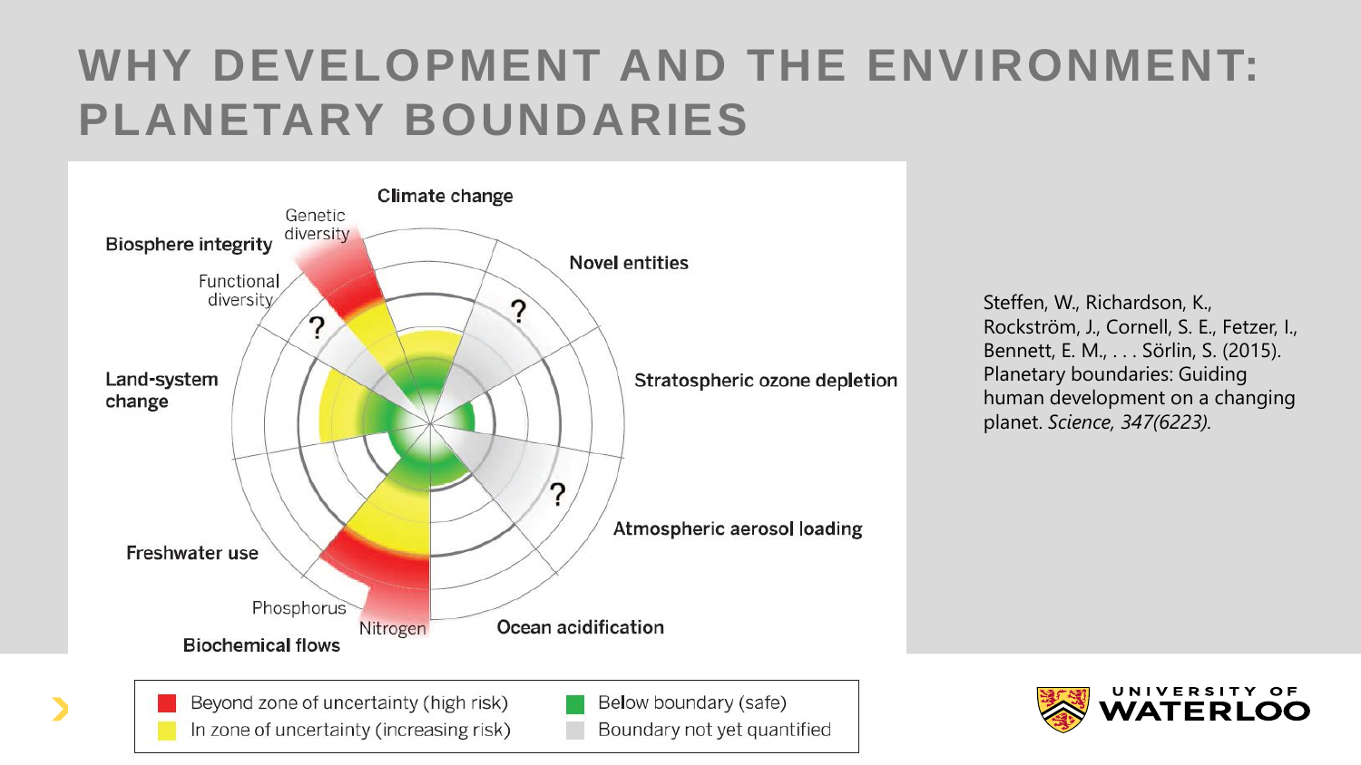# WHY DEVELOPMENT AND THE ENVIRONMENT: PLANETARY BOUNDARIES

Climate change

Genetic diversity

Biosphere integrity

Functional diversity

Novel entities

?

Stratospheric ozone depletion

Land-system change

?

?

Atmospheric aerosol loading

Freshwater use

Phosphorus

Nitrogen

Biochemical flows

Ocean acidification

Beyond zone of uncertainty (high risk)

In zone of uncertainty (increasing risk)

Below boundary (safe)

Boundary not yet quantified

Steffen, W., Richardson, K., Rockström, J., Cornell, S. E., Fetzer, I., Bennett, E. M., . . . Sörlin, S. (2015). Planetary boundaries: Guiding human development on a changing planet. *Science, 347(6223).*

UNIVERSITY OF WATERLOO